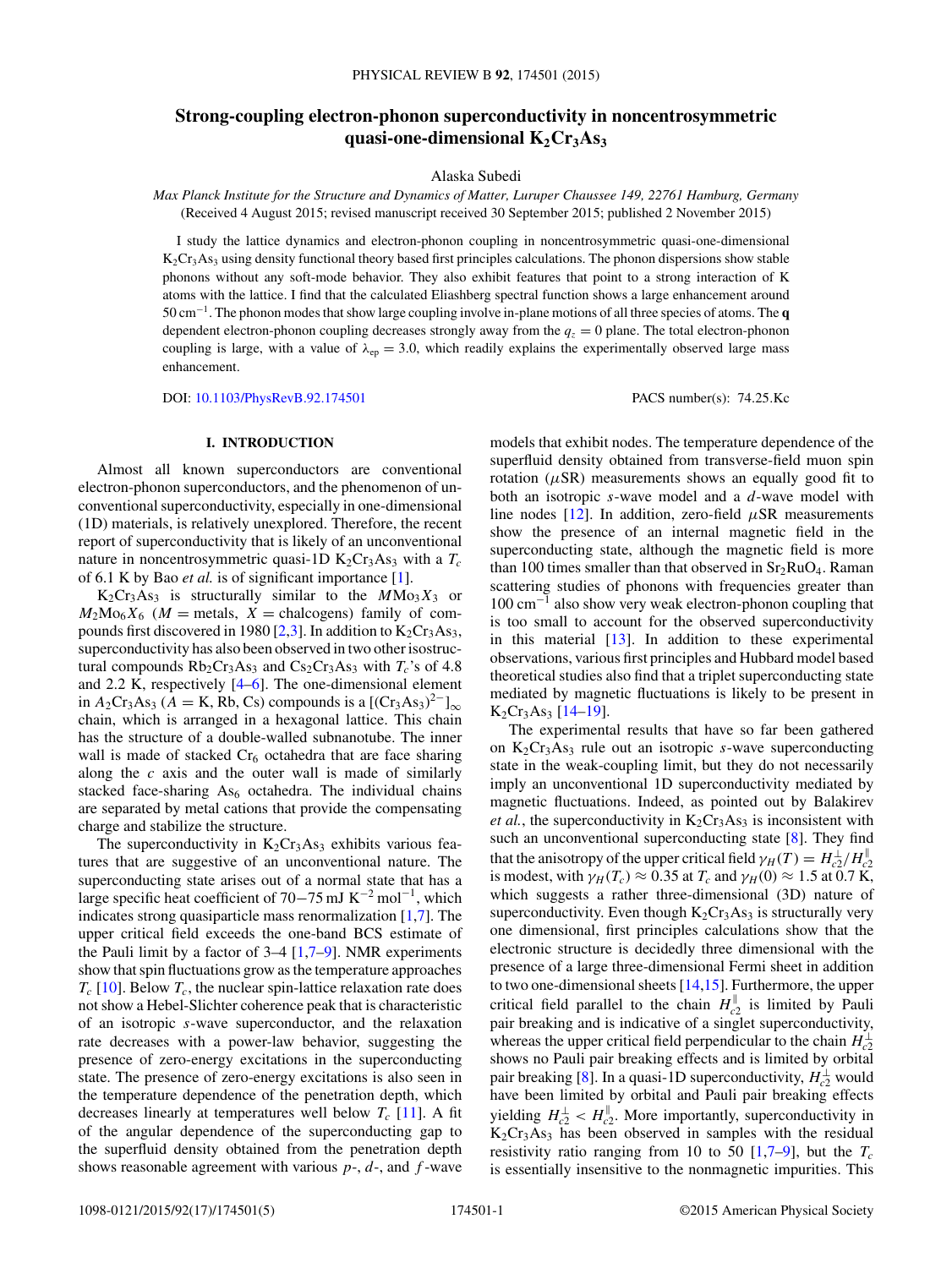# Strong-coupling electron-phonon superconductivity in noncentrosymmetric quasi-one-dimensional $K_2Cr_3As_3$

Alaska Subedi

*Max Planck Institute for the Structure and Dynamics of Matter, Luruper Chaussee 149, 22761 Hamburg, Germany*

(Received 4 August 2015; revised manuscript received 30 September 2015; published 2 November 2015)

I study the lattice dynamics and electron-phonon coupling in noncentrosymmetric quasi-one-dimensional $K_2Cr_3As_3$ using density functional theory based first principles calculations. The phonon dispersions show stable phonons without any soft-mode behavior. They also exhibit features that point to a strong interaction of K atoms with the lattice. I find that the calculated Eliashberg spectral function shows a large enhancement around 50 $cm^{-1}$. The phonon modes that show large coupling involve in-plane motions of all three species of atoms. The $\mathbf{q}$ dependent electron-phonon coupling decreases strongly away from the $q_z = 0$ plane. The total electron-phonon coupling is large, with a value of $\lambda_{ep} = 3.0$, which readily explains the experimentally observed large mass enhancement.

DOI: 10.1103/PhysRevB.92.174501 PACS number(s): 74.25.Kc

## I. INTRODUCTION

Almost all known superconductors are conventional electron-phonon superconductors, and the phenomenon of unconventional superconductivity, especially in one-dimensional (1D) materials, is relatively unexplored. Therefore, the recent report of superconductivity that is likely of an unconventional nature in noncentrosymmetric quasi-1D $K_2Cr_3As_3$ with a $T_c$ of 6.1 K by Bao *et al.* is of significant importance [1].

$K_2Cr_3As_3$ is structurally similar to the $M$Mo$_3X_3$ or $M_2$Mo$_6X_6$ ($M$ = metals, $X$ = chalcogens) family of compounds first discovered in 1980 [2,3]. In addition to $K_2Cr_3As_3$, superconductivity has also been observed in two other isostructural compounds $Rb_2Cr_3As_3$ and $Cs_2Cr_3As_3$ with $T_c$'s of 4.8 and 2.2 K, respectively [4–6]. The one-dimensional element in $A_2Cr_3As_3$ ($A$ = K, Rb, Cs) compounds is a $[(Cr_3As_3)^{2-}]_\infty$ chain, which is arranged in a hexagonal lattice. This chain has the structure of a double-walled subnanotube. The inner wall is made of stacked $Cr_6$ octahedra that are face sharing along the $c$ axis and the outer wall is made of similarly stacked face-sharing $As_6$ octahedra. The individual chains are separated by metal cations that provide the compensating charge and stabilize the structure.

The superconductivity in $K_2Cr_3As_3$ exhibits various features that are suggestive of an unconventional nature. The superconducting state arises out of a normal state that has a large specific heat coefficient of 70−75 mJ $K^{-2}$ $mol^{-1}$, which indicates strong quasiparticle mass renormalization [1,7]. The upper critical field exceeds the one-band BCS estimate of the Pauli limit by a factor of 3–4 [1,7–9]. NMR experiments show that spin fluctuations grow as the temperature approaches $T_c$ [10]. Below $T_c$, the nuclear spin-lattice relaxation rate does not show a Hebel-Slichter coherence peak that is characteristic of an isotropic $s$-wave superconductor, and the relaxation rate decreases with a power-law behavior, suggesting the presence of zero-energy excitations in the superconducting state. The presence of zero-energy excitations is also seen in the temperature dependence of the penetration depth, which decreases linearly at temperatures well below $T_c$ [11]. A fit of the angular dependence of the superconducting gap to the superfluid density obtained from the penetration depth shows reasonable agreement with various $p$-, $d$-, and $f$-wave models that exhibit nodes. The temperature dependence of the superfluid density obtained from transverse-field muon spin rotation ($\mu$SR) measurements shows an equally good fit to both an isotropic $s$-wave model and a $d$-wave model with line nodes [12]. In addition, zero-field $\mu$SR measurements show the presence of an internal magnetic field in the superconducting state, although the magnetic field is more than 100 times smaller than that observed in $Sr_2RuO_4$. Raman scattering studies of phonons with frequencies greater than 100 $cm^{-1}$ also show very weak electron-phonon coupling that is too small to account for the observed superconductivity in this material [13]. In addition to these experimental observations, various first principles and Hubbard model based theoretical studies also find that a triplet superconducting state mediated by magnetic fluctuations is likely to be present in $K_2Cr_3As_3$ [14–19].

The experimental results that have so far been gathered on $K_2Cr_3As_3$ rule out an isotropic $s$-wave superconducting state in the weak-coupling limit, but they do not necessarily imply an unconventional 1D superconductivity mediated by magnetic fluctuations. Indeed, as pointed out by Balakirev *et al.*, the superconductivity in $K_2Cr_3As_3$ is inconsistent with such an unconventional superconducting state [8]. They find that the anisotropy of the upper critical field $\gamma_H(T) = H_{c2}^{\perp}/H_{c2}^{\parallel}$ is modest, with $\gamma_H(T_c) \approx 0.35$ at $T_c$ and $\gamma_H(0) \approx 1.5$ at 0.7 K, which suggests a rather three-dimensional (3D) nature of superconductivity. Even though $K_2Cr_3As_3$ is structurally very one dimensional, first principles calculations show that the electronic structure is decidedly three dimensional with the presence of a large three-dimensional Fermi sheet in addition to two one-dimensional sheets [14,15]. Furthermore, the upper critical field parallel to the chain $H_{c2}^{\parallel}$ is limited by Pauli pair breaking and is indicative of a singlet superconductivity, whereas the upper critical field perpendicular to the chain $H_{c2}^{\perp}$ shows no Pauli pair breaking effects and is limited by orbital pair breaking [8]. In a quasi-1D superconductivity, $H_{c2}^{\perp}$ would have been limited by orbital and Pauli pair breaking effects yielding $H_{c2}^{\perp} < H_{c2}^{\parallel}$. More importantly, superconductivity in $K_2Cr_3As_3$ has been observed in samples with the residual resistivity ratio ranging from 10 to 50 [1,7–9], but the $T_c$ is essentially insensitive to the nonmagnetic impurities. This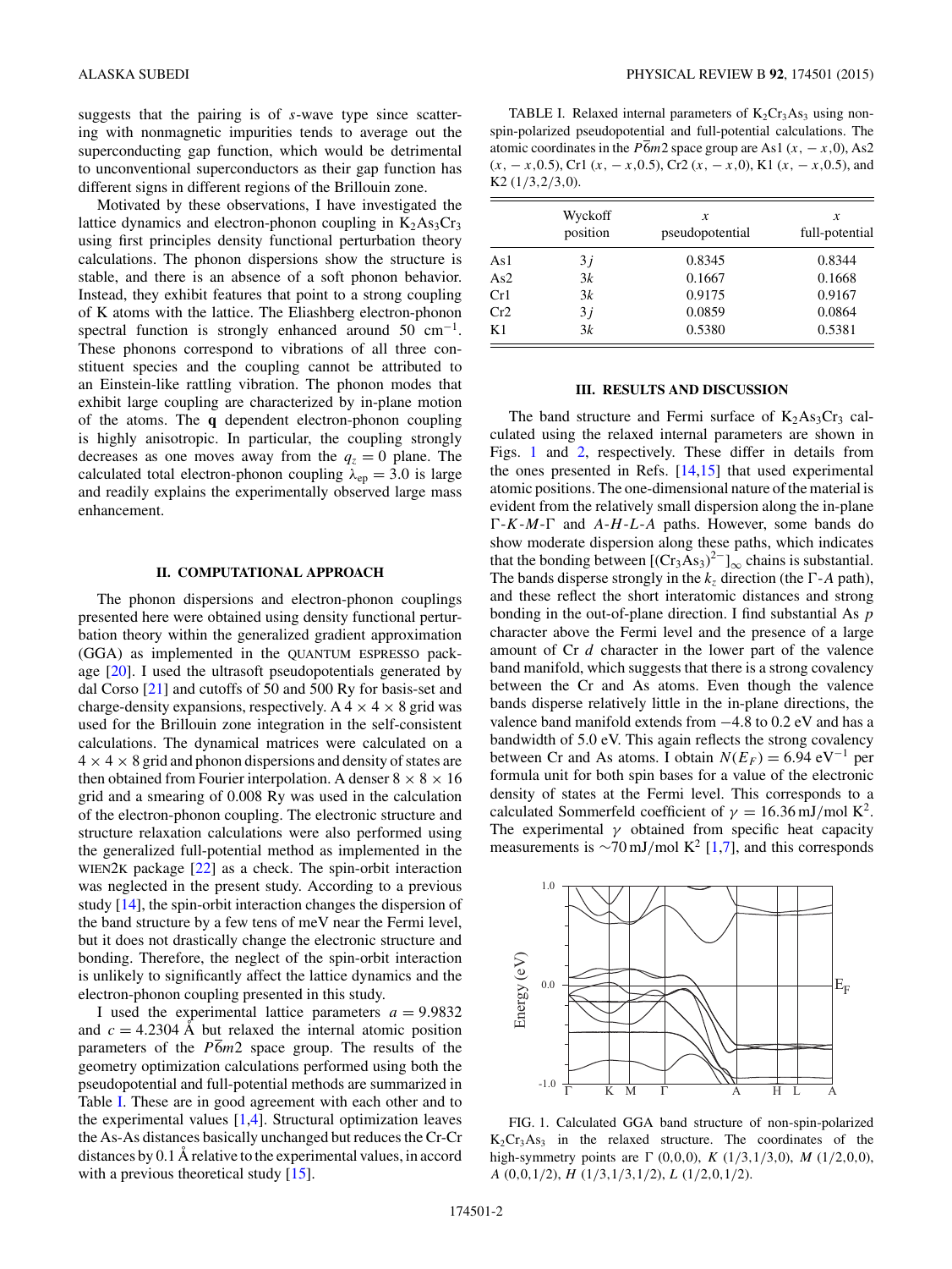suggests that the pairing is of $s$-wave type since scattering with nonmagnetic impurities tends to average out the superconducting gap function, which would be detrimental to unconventional superconductors as their gap function has different signs in different regions of the Brillouin zone.

Motivated by these observations, I have investigated the lattice dynamics and electron-phonon coupling in $K_2As_3Cr_3$ using first principles density functional perturbation theory calculations. The phonon dispersions show the structure is stable, and there is an absence of a soft phonon behavior. Instead, they exhibit features that point to a strong coupling of K atoms with the lattice. The Eliashberg electron-phonon spectral function is strongly enhanced around 50 $cm^{-1}$. These phonons correspond to vibrations of all three constituent species and the coupling cannot be attributed to an Einstein-like rattling vibration. The phonon modes that exhibit large coupling are characterized by in-plane motion of the atoms. The $\mathbf{q}$ dependent electron-phonon coupling is highly anisotropic. In particular, the coupling strongly decreases as one moves away from the $q_z = 0$ plane. The calculated total electron-phonon coupling $\lambda_{ep} = 3.0$ is large and readily explains the experimentally observed large mass enhancement.

## II. COMPUTATIONAL APPROACH

The phonon dispersions and electron-phonon couplings presented here were obtained using density functional perturbation theory within the generalized gradient approximation (GGA) as implemented in the QUANTUM ESPRESSO package [20]. I used the ultrasoft pseudopotentials generated by dal Corso [21] and cutoffs of 50 and 500 Ry for basis-set and charge-density expansions, respectively. A $4 \times 4 \times 8$ grid was used for the Brillouin zone integration in the self-consistent calculations. The dynamical matrices were calculated on a $4 \times 4 \times 8$ grid and phonon dispersions and density of states are then obtained from Fourier interpolation. A denser $8 \times 8 \times 16$ grid and a smearing of 0.008 Ry was used in the calculation of the electron-phonon coupling. The electronic structure and structure relaxation calculations were also performed using the generalized full-potential method as implemented in the WIEN2K package [22] as a check. The spin-orbit interaction was neglected in the present study. According to a previous study [14], the spin-orbit interaction changes the dispersion of the band structure by a few tens of meV near the Fermi level, but it does not drastically change the electronic structure and bonding. Therefore, the neglect of the spin-orbit interaction is unlikely to significantly affect the lattice dynamics and the electron-phonon coupling presented in this study.

I used the experimental lattice parameters $a = 9.9832$ and $c = 4.2304$ Å but relaxed the internal atomic position parameters of the $P\bar{6}m2$ space group. The results of the geometry optimization calculations performed using both the pseudopotential and full-potential methods are summarized in Table I. These are in good agreement with each other and to the experimental values [1,4]. Structural optimization leaves the As-As distances basically unchanged but reduces the Cr-Cr distances by 0.1 Å relative to the experimental values, in accord with a previous theoretical study [15].

TABLE I. Relaxed internal parameters of $K_2Cr_3As_3$ using non-spin-polarized pseudopotential and full-potential calculations. The atomic coordinates in the $P\bar{6}m2$ space group are As1 ($x,-x$,0), As2 ($x,-x$,0.5), Cr1 ($x,-x$,0.5), Cr2 ($x,-x$,0), K1 ($x,-x$,0.5), and K2 (1/3,2/3,0).

| | Wyckoff position | $x$ pseudopotential | $x$ full-potential |
|---|---|---|---|
| As1 | $3j$ | 0.8345 | 0.8344 |
| As2 | $3k$ | 0.1667 | 0.1668 |
| Cr1 | $3k$ | 0.9175 | 0.9167 |
| Cr2 | $3j$ | 0.0859 | 0.0864 |
| K1 | $3k$ | 0.5380 | 0.5381 |

## III. RESULTS AND DISCUSSION

The band structure and Fermi surface of $K_2As_3Cr_3$ calculated using the relaxed internal parameters are shown in Figs. 1 and 2, respectively. These differ in details from the ones presented in Refs. [14,15] that used experimental atomic positions. The one-dimensional nature of the material is evident from the relatively small dispersion along the in-plane $\Gamma$-$K$-$M$-$\Gamma$ and $A$-$H$-$L$-$A$ paths. However, some bands do show moderate dispersion along these paths, which indicates that the bonding between $[(Cr_3As_3)^{2-}]_\infty$ chains is substantial. The bands disperse strongly in the $k_z$ direction (the $\Gamma$-$A$ path), and these reflect the short interatomic distances and strong bonding in the out-of-plane direction. I find substantial As $p$ character above the Fermi level and the presence of a large amount of Cr $d$ character in the lower part of the valence band manifold, which suggests that there is a strong covalency between the Cr and As atoms. Even though the valence bands disperse relatively little in the in-plane directions, the valence band manifold extends from $-4.8$ to 0.2 eV and has a bandwidth of 5.0 eV. This again reflects the strong covalency between Cr and As atoms. I obtain $N(E_F) = 6.94$ $eV^{-1}$ per formula unit for both spin bases for a value of the electronic density of states at the Fermi level. This corresponds to a calculated Sommerfeld coefficient of $\gamma = 16.36$ mJ/mol $K^2$. The experimental $\gamma$ obtained from specific heat capacity measurements is $\sim$70 mJ/mol $K^2$ [1,7], and this corresponds

FIG. 1. Calculated GGA band structure of non-spin-polarized $K_2Cr_3As_3$ in the relaxed structure. The coordinates of the high-symmetry points are $\Gamma$ (0,0,0), $K$ (1/3,1/3,0), $M$ (1/2,0,0), $A$ (0,0,1/2), $H$ (1/3,1/3,1/2), $L$ (1/2,0,1/2).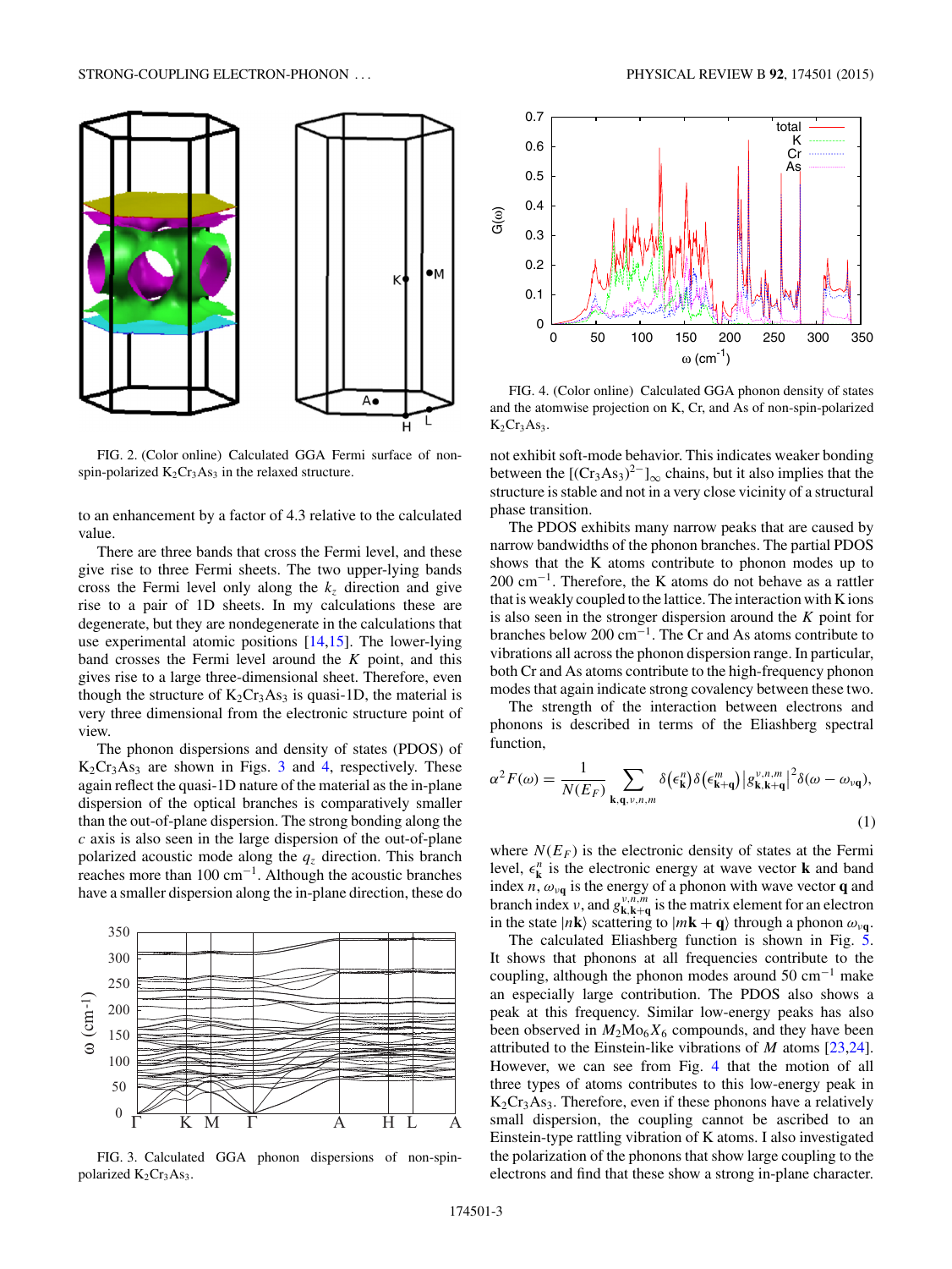FIG. 2. (Color online) Calculated GGA Fermi surface of non-spin-polarized $K_2Cr_3As_3$ in the relaxed structure.

to an enhancement by a factor of 4.3 relative to the calculated value.

There are three bands that cross the Fermi level, and these give rise to three Fermi sheets. The two upper-lying bands cross the Fermi level only along the $k_z$ direction and give rise to a pair of 1D sheets. In my calculations these are degenerate, but they are nondegenerate in the calculations that use experimental atomic positions [14,15]. The lower-lying band crosses the Fermi level around the $K$ point, and this gives rise to a large three-dimensional sheet. Therefore, even though the structure of $K_2Cr_3As_3$ is quasi-1D, the material is very three dimensional from the electronic structure point of view.

The phonon dispersions and density of states (PDOS) of $K_2Cr_3As_3$ are shown in Figs. 3 and 4, respectively. These again reflect the quasi-1D nature of the material as the in-plane dispersion of the optical branches is comparatively smaller than the out-of-plane dispersion. The strong bonding along the $c$ axis is also seen in the large dispersion of the out-of-plane polarized acoustic mode along the $q_z$ direction. This branch reaches more than 100 cm$^{-1}$. Although the acoustic branches have a smaller dispersion along the in-plane direction, these do not exhibit soft-mode behavior. This indicates weaker bonding between the $[(Cr_3As_3)^{2-}]_\infty$ chains, but it also implies that the structure is stable and not in a very close vicinity of a structural phase transition.

FIG. 3. Calculated GGA phonon dispersions of non-spin-polarized $K_2Cr_3As_3$.

FIG. 4. (Color online) Calculated GGA phonon density of states and the atomwise projection on K, Cr, and As of non-spin-polarized $K_2Cr_3As_3$.

The PDOS exhibits many narrow peaks that are caused by narrow bandwidths of the phonon branches. The partial PDOS shows that the K atoms contribute to phonon modes up to 200 cm$^{-1}$. Therefore, the K atoms do not behave as a rattler that is weakly coupled to the lattice. The interaction with K ions is also seen in the stronger dispersion around the $K$ point for branches below 200 cm$^{-1}$. The Cr and As atoms contribute to vibrations all across the phonon dispersion range. In particular, both Cr and As atoms contribute to the high-frequency phonon modes that again indicate strong covalency between these two.

The strength of the interaction between electrons and phonons is described in terms of the Eliashberg spectral function,

$$\alpha^2 F(\omega) = \frac{1}{N(E_F)} \sum_{\mathbf{k},\mathbf{q},\nu,n,m} \delta(\epsilon^n_{\mathbf{k}})\delta(\epsilon^m_{\mathbf{k}+\mathbf{q}})\left|g^{\nu,n,m}_{\mathbf{k},\mathbf{k}+\mathbf{q}}\right|^2 \delta(\omega - \omega_{\nu\mathbf{q}}), \quad (1)$$

where $N(E_F)$ is the electronic density of states at the Fermi level, $\epsilon^n_{\mathbf{k}}$ is the electronic energy at wave vector $\mathbf{k}$ and band index $n$, $\omega_{\nu\mathbf{q}}$ is the energy of a phonon with wave vector $\mathbf{q}$ and branch index $\nu$, and $g^{\nu,n,m}_{\mathbf{k},\mathbf{k}+\mathbf{q}}$ is the matrix element for an electron in the state $|n\mathbf{k}\rangle$ scattering to $|m\mathbf{k}+\mathbf{q}\rangle$ through a phonon $\omega_{\nu\mathbf{q}}$.

The calculated Eliashberg function is shown in Fig. 5. It shows that phonons at all frequencies contribute to the coupling, although the phonon modes around 50 cm$^{-1}$ make an especially large contribution. The PDOS also shows a peak at this frequency. Similar low-energy peaks has also been observed in $M_2Mo_6X_6$ compounds, and they have been attributed to the Einstein-like vibrations of $M$ atoms [23,24]. However, we can see from Fig. 4 that the motion of all three types of atoms contributes to this low-energy peak in $K_2Cr_3As_3$. Therefore, even if these phonons have a relatively small dispersion, the coupling cannot be ascribed to an Einstein-type rattling vibration of K atoms. I also investigated the polarization of the phonons that show large coupling to the electrons and find that these show a strong in-plane character.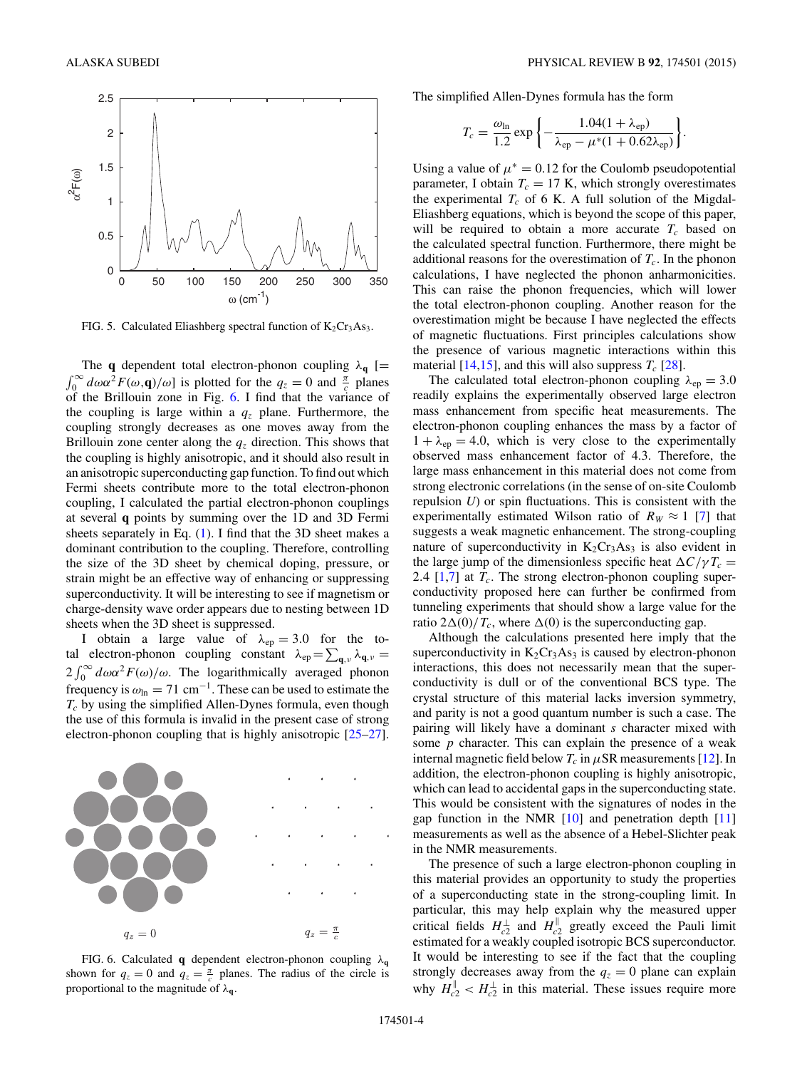FIG. 5. Calculated Eliashberg spectral function of $K_2Cr_3As_3$.

The $\mathbf{q}$ dependent total electron-phonon coupling $\lambda_{\mathbf{q}}$ [$= \int_0^\infty d\omega\alpha^2 F(\omega,\mathbf{q})/\omega$] is plotted for the $q_z = 0$ and $\frac{\pi}{c}$ planes of the Brillouin zone in Fig. 6. I find that the variance of the coupling is large within a $q_z$ plane. Furthermore, the coupling strongly decreases as one moves away from the Brillouin zone center along the $q_z$ direction. This shows that the coupling is highly anisotropic, and it should also result in an anisotropic superconducting gap function. To find out which Fermi sheets contribute more to the total electron-phonon coupling, I calculated the partial electron-phonon couplings at several $\mathbf{q}$ points by summing over the 1D and 3D Fermi sheets separately in Eq. (1). I find that the 3D sheet makes a dominant contribution to the coupling. Therefore, controlling the size of the 3D sheet by chemical doping, pressure, or strain might be an effective way of enhancing or suppressing superconductivity. It will be interesting to see if magnetism or charge-density wave order appears due to nesting between 1D sheets when the 3D sheet is suppressed.

I obtain a large value of $\lambda_{\text{ep}} = 3.0$ for the total electron-phonon coupling constant $\lambda_{\text{ep}} = \sum_{\mathbf{q},\nu} \lambda_{\mathbf{q},\nu} = 2\int_0^\infty d\omega\alpha^2 F(\omega)/\omega$. The logarithmically averaged phonon frequency is $\omega_{\ln} = 71$ cm$^{-1}$. These can be used to estimate the $T_c$ by using the simplified Allen-Dynes formula, even though the use of this formula is invalid in the present case of strong electron-phonon coupling that is highly anisotropic [25–27].

FIG. 6. Calculated $\mathbf{q}$ dependent electron-phonon coupling $\lambda_{\mathbf{q}}$ shown for $q_z = 0$ and $q_z = \frac{\pi}{c}$ planes. The radius of the circle is proportional to the magnitude of $\lambda_{\mathbf{q}}$.

The simplified Allen-Dynes formula has the form

$$T_c = \frac{\omega_{\ln}}{1.2} \exp\left\{-\frac{1.04(1+\lambda_{\text{ep}})}{\lambda_{\text{ep}} - \mu^*(1+0.62\lambda_{\text{ep}})}\right\}.$$

Using a value of $\mu^* = 0.12$ for the Coulomb pseudopotential parameter, I obtain $T_c = 17$ K, which strongly overestimates the experimental $T_c$ of 6 K. A full solution of the Migdal-Eliashberg equations, which is beyond the scope of this paper, will be required to obtain a more accurate $T_c$ based on the calculated spectral function. Furthermore, there might be additional reasons for the overestimation of $T_c$. In the phonon calculations, I have neglected the phonon anharmonicities. This can raise the phonon frequencies, which will lower the total electron-phonon coupling. Another reason for the overestimation might be because I have neglected the effects of magnetic fluctuations. First principles calculations show the presence of various magnetic interactions within this material [14,15], and this will also suppress $T_c$ [28].

The calculated total electron-phonon coupling $\lambda_{\text{ep}} = 3.0$ readily explains the experimentally observed large electron mass enhancement from specific heat measurements. The electron-phonon coupling enhances the mass by a factor of $1 + \lambda_{\text{ep}} = 4.0$, which is very close to the experimentally observed mass enhancement factor of 4.3. Therefore, the large mass enhancement in this material does not come from strong electronic correlations (in the sense of on-site Coulomb repulsion $U$) or spin fluctuations. This is consistent with the experimentally estimated Wilson ratio of $R_W \approx 1$ [7] that suggests a weak magnetic enhancement. The strong-coupling nature of superconductivity in $K_2Cr_3As_3$ is also evident in the large jump of the dimensionless specific heat $\Delta C/\gamma T_c = 2.4$ [1,7] at $T_c$. The strong electron-phonon coupling superconductivity proposed here can further be confirmed from tunneling experiments that should show a large value for the ratio $2\Delta(0)/T_c$, where $\Delta(0)$ is the superconducting gap.

Although the calculations presented here imply that the superconductivity in $K_2Cr_3As_3$ is caused by electron-phonon interactions, this does not necessarily mean that the superconductivity is dull or of the conventional BCS type. The crystal structure of this material lacks inversion symmetry, and parity is not a good quantum number is such a case. The pairing will likely have a dominant $s$ character mixed with some $p$ character. This can explain the presence of a weak internal magnetic field below $T_c$ in $\mu$SR measurements [12]. In addition, the electron-phonon coupling is highly anisotropic, which can lead to accidental gaps in the superconducting state. This would be consistent with the signatures of nodes in the gap function in the NMR [10] and penetration depth [11] measurements as well as the absence of a Hebel-Slichter peak in the NMR measurements.

The presence of such a large electron-phonon coupling in this material provides an opportunity to study the properties of a superconducting state in the strong-coupling limit. In particular, this may help explain why the measured upper critical fields $H_{c2}^{\perp}$ and $H_{c2}^{\parallel}$ greatly exceed the Pauli limit estimated for a weakly coupled isotropic BCS superconductor. It would be interesting to see if the fact that the coupling strongly decreases away from the $q_z = 0$ plane can explain why $H_{c2}^{\parallel} < H_{c2}^{\perp}$ in this material. These issues require more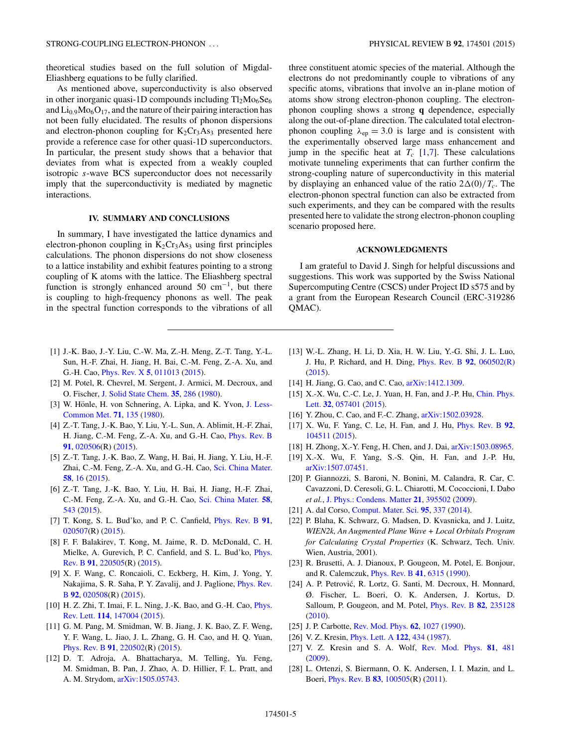theoretical studies based on the full solution of Migdal-Eliashberg equations to be fully clarified.

As mentioned above, superconductivity is also observed in other inorganic quasi-1D compounds including $Tl_2Mo_6Se_6$ and $Li_{0.9}Mo_6O_{17}$, and the nature of their pairing interaction has not been fully elucidated. The results of phonon dispersions and electron-phonon coupling for $K_2Cr_3As_3$ presented here provide a reference case for other quasi-1D superconductors. In particular, the present study shows that a behavior that deviates from what is expected from a weakly coupled isotropic $s$-wave BCS superconductor does not necessarily imply that the superconductivity is mediated by magnetic interactions.

## IV. SUMMARY AND CONCLUSIONS

In summary, I have investigated the lattice dynamics and electron-phonon coupling in $K_2Cr_3As_3$ using first principles calculations. The phonon dispersions do not show closeness to a lattice instability and exhibit features pointing to a strong coupling of K atoms with the lattice. The Eliashberg spectral function is strongly enhanced around 50 $cm^{-1}$, but there is coupling to high-frequency phonons as well. The peak in the spectral function corresponds to the vibrations of all three constituent atomic species of the material. Although the electrons do not predominantly couple to vibrations of any specific atoms, vibrations that involve an in-plane motion of atoms show strong electron-phonon coupling. The electron-phonon coupling shows a strong $\mathbf{q}$ dependence, especially along the out-of-plane direction. The calculated total electron-phonon coupling $\lambda_{ep} = 3.0$ is large and is consistent with the experimentally observed large mass enhancement and jump in the specific heat at $T_c$ [1,7]. These calculations motivate tunneling experiments that can further confirm the strong-coupling nature of superconductivity in this material by displaying an enhanced value of the ratio $2\Delta(0)/T_c$. The electron-phonon spectral function can also be extracted from such experiments, and they can be compared with the results presented here to validate the strong electron-phonon coupling scenario proposed here.

## ACKNOWLEDGMENTS

I am grateful to David J. Singh for helpful discussions and suggestions. This work was supported by the Swiss National Supercomputing Centre (CSCS) under Project ID s575 and by a grant from the European Research Council (ERC-319286 QMAC).

---

[1] J.-K. Bao, J.-Y. Liu, C.-W. Ma, Z.-H. Meng, Z.-T. Tang, Y.-L. Sun, H.-F. Zhai, H. Jiang, H. Bai, C.-M. Feng, Z.-A. Xu, and G.-H. Cao, Phys. Rev. X **5**, 011013 (2015).

[2] M. Potel, R. Chevrel, M. Sergent, J. Armici, M. Decroux, and O. Fischer, J. Solid State Chem. **35**, 286 (1980).

[3] W. Hönle, H. von Schnering, A. Lipka, and K. Yvon, J. Less-Common Met. **71**, 135 (1980).

[4] Z.-T. Tang, J.-K. Bao, Y. Liu, Y.-L. Sun, A. Ablimit, H.-F. Zhai, H. Jiang, C.-M. Feng, Z.-A. Xu, and G.-H. Cao, Phys. Rev. B **91**, 020506(R) (2015).

[5] Z.-T. Tang, J.-K. Bao, Z. Wang, H. Bai, H. Jiang, Y. Liu, H.-F. Zhai, C.-M. Feng, Z.-A. Xu, and G.-H. Cao, Sci. China Mater. **58**, 16 (2015).

[6] Z.-T. Tang, J.-K. Bao, Y. Liu, H. Bai, H. Jiang, H.-F. Zhai, C.-M. Feng, Z.-A. Xu, and G.-H. Cao, Sci. China Mater. **58**, 543 (2015).

[7] T. Kong, S. L. Bud'ko, and P. C. Canfield, Phys. Rev. B **91**, 020507(R) (2015).

[8] F. F. Balakirev, T. Kong, M. Jaime, R. D. McDonald, C. H. Mielke, A. Gurevich, P. C. Canfield, and S. L. Bud'ko, Phys. Rev. B **91**, 220505(R) (2015).

[9] X. F. Wang, C. Roncaioli, C. Eckberg, H. Kim, J. Yong, Y. Nakajima, S. R. Saha, P. Y. Zavalij, and J. Paglione, Phys. Rev. B **92**, 020508(R) (2015).

[10] H. Z. Zhi, T. Imai, F. L. Ning, J.-K. Bao, and G.-H. Cao, Phys. Rev. Lett. **114**, 147004 (2015).

[11] G. M. Pang, M. Smidman, W. B. Jiang, J. K. Bao, Z. F. Weng, Y. F. Wang, L. Jiao, J. L. Zhang, G. H. Cao, and H. Q. Yuan, Phys. Rev. B **91**, 220502(R) (2015).

[12] D. T. Adroja, A. Bhattacharya, M. Telling, Yu. Feng, M. Smidman, B. Pan, J. Zhao, A. D. Hillier, F. L. Pratt, and A. M. Strydom, arXiv:1505.05743.

[13] W.-L. Zhang, H. Li, D. Xia, H. W. Liu, Y.-G. Shi, J. L. Luo, J. Hu, P. Richard, and H. Ding, Phys. Rev. B **92**, 060502(R) (2015).

[14] H. Jiang, G. Cao, and C. Cao, arXiv:1412.1309.

[15] X.-X. Wu, C.-C. Le, J. Yuan, H. Fan, and J.-P. Hu, Chin. Phys. Lett. **32**, 057401 (2015).

[16] Y. Zhou, C. Cao, and F.-C. Zhang, arXiv:1502.03928.

[17] X. Wu, F. Yang, C. Le, H. Fan, and J. Hu, Phys. Rev. B **92**, 104511 (2015).

[18] H. Zhong, X.-Y. Feng, H. Chen, and J. Dai, arXiv:1503.08965.

[19] X.-X. Wu, F. Yang, S.-S. Qin, H. Fan, and J.-P. Hu, arXiv:1507.07451.

[20] P. Giannozzi, S. Baroni, N. Bonini, M. Calandra, R. Car, C. Cavazzoni, D. Ceresoli, G. L. Chiarotti, M. Cococcioni, I. Dabo *et al.*, J. Phys.: Condens. Matter **21**, 395502 (2009).

[21] A. dal Corso, Comput. Mater. Sci. **95**, 337 (2014).

[22] P. Blaha, K. Schwarz, G. Madsen, D. Kvasnicka, and J. Luitz, *WIEN2k, An Augmented Plane Wave + Local Orbitals Program for Calculating Crystal Properties* (K. Schwarz, Tech. Univ. Wien, Austria, 2001).

[23] R. Brusetti, A. J. Dianoux, P. Gougeon, M. Potel, E. Bonjour, and R. Calemczuk, Phys. Rev. B **41**, 6315 (1990).

[24] A. P. Petrović, R. Lortz, G. Santi, M. Decroux, H. Monnard, Ø. Fischer, L. Boeri, O. K. Andersen, J. Kortus, D. Salloum, P. Gougeon, and M. Potel, Phys. Rev. B **82**, 235128 (2010).

[25] J. P. Carbotte, Rev. Mod. Phys. **62**, 1027 (1990).

[26] V. Z. Kresin, Phys. Lett. A **122**, 434 (1987).

[27] V. Z. Kresin and S. A. Wolf, Rev. Mod. Phys. **81**, 481 (2009).

[28] L. Ortenzi, S. Biermann, O. K. Andersen, I. I. Mazin, and L. Boeri, Phys. Rev. B **83**, 100505(R) (2011).